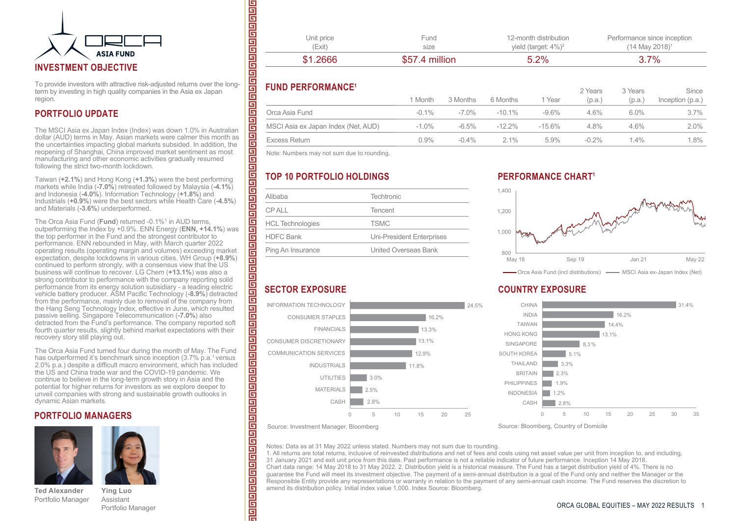ORCA ASIA FUND

## INVESTMENT OBJECTIVE

To provide investors with attractive risk-adjusted returns over the long-term by investing in high quality companies in the Asia ex Japan region.

## PORTFOLIO UPDATE

The MSCI Asia ex Japan Index (Index) was down 1.0% in Australian dollar (AUD) terms in May. Asian markets were calmer this month as the uncertainties impacting global markets subsided. In addition, the reopening of Shanghai, China improved market sentiment as most manufacturing and other economic activities gradually resumed following the strict two-month lockdown.

Taiwan (**+2.1%**) and Hong Kong (**+1.3%**) were the best performing markets while India (**-7.0%**) retreated followed by Malaysia (**-4.1%**) and Indonesia (**-4.0%**). Information Technology (**+1.8%**) and Industrials (**+0.9%**) were the best sectors while Health Care (**-4.5%**) and Materials (**-3.6%**) underperformed.

The Orca Asia Fund (**Fund**) returned -0.1%[1] in AUD terms, outperforming the Index by +0.9%. ENN Energy (**ENN, +14.1%**) was the top performer in the Fund and the strongest contributor to performance. ENN rebounded in May, with March quarter 2022 operating results (operating margin and volumes) exceeding market expectation, despite lockdowns in various cities. WH Group (**+8.9%**) continued to perform strongly, with a consensus view that the US business will continue to recover. LG Chem (**+13.1%**) was also a strong contributor to performance with the company reporting solid performance from its energy solution subsidiary - a leading electric vehicle battery producer. ASM Pacific Technology (**-8.9%**) detracted from the performance, mainly due to removal of the company from the Hang Seng Technology Index, effective in June, which resulted passive selling. Singapore Telecommunication (**-7.0%**) also detracted from the Fund's performance. The company reported soft fourth quarter results, slightly behind market expectations with their recovery story still playing out.

The Orca Asia Fund turned four during the month of May. The Fund has outperformed it's benchmark since inception (3.7% p.a.[1] versus 2.0% p.a.) despite a difficult macro environment, which has included the US and China trade war and the COVID-19 pandemic. We continue to believe in the long-term growth story in Asia and the potential for higher returns for investors as we explore deeper to unveil companies with strong and sustainable growth outlooks in dynamic Asian markets.

## PORTFOLIO MANAGERS

**Ted Alexander**
Portfolio Manager

**Ying Luo**
Assistant Portfolio Manager

| Unit price (Exit) | Fund size | 12-month distribution yield (target: 4%)[2] | Performance since inception (14 May 2018)[1] |
|---|---|---|---|
| $1.2666 | $57.4 million | 5.2% | 3.7% |

## FUND PERFORMANCE[1]

| | 1 Month | 3 Months | 6 Months | 1 Year | 2 Years (p.a.) | 3 Years (p.a.) | Since Inception (p.a.) |
|---|---|---|---|---|---|---|---|
| Orca Asia Fund | -0.1% | -7.0% | -10.1% | -9.6% | 4.6% | 6.0% | 3.7% |
| MSCI Asia ex Japan Index (Net, AUD) | -1.0% | -6.5% | -12.2% | -15.6% | 4.8% | 4.6% | 2.0% |
| Excess Return | 0.9% | -0.4% | 2.1% | 5.9% | -0.2% | 1.4% | 1.8% |

Note: Numbers may not sum due to rounding.

## TOP 10 PORTFOLIO HOLDINGS

| | |
|---|---|
| Alibaba | Techtronic |
| CP ALL | Tencent |
| HCL Technologies | TSMC |
| HDFC Bank | Uni-President Enterprises |
| Ping An Insurance | United Overseas Bank |

## PERFORMANCE CHART[1]

Orca Asia Fund (incl distributions) — MSCI Asia ex-Japan Index (Net)

## SECTOR EXPOSURE

| Sector | Exposure |
|---|---|
| INFORMATION TECHNOLOGY | 24.5% |
| CONSUMER STAPLES | 16.2% |
| FINANCIALS | 13.3% |
| CONSUMER DISCRETIONARY | 13.1% |
| COMMUNICATION SERVICES | 12.9% |
| INDUSTRIALS | 11.8% |
| UTILITIES | 3.0% |
| MATERIALS | 2.5% |
| CASH | 2.8% |

Source: Investment Manager, Bloomberg

## COUNTRY EXPOSURE

| Country | Exposure |
|---|---|
| CHINA | 31.4% |
| INDIA | 16.2% |
| TAIWAN | 14.4% |
| HONG KONG | 13.1% |
| SINGAPORE | 8.3% |
| SOUTH KOREA | 5.1% |
| THAILAND | 3.3% |
| BRITAIN | 2.3% |
| PHILIPPINES | 1.9% |
| INDONESIA | 1.2% |
| CASH | 2.8% |

Source: Bloomberg, Country of Domicile

Notes: Data as at 31 May 2022 unless stated. Numbers may not sum due to rounding.
1. All returns are total returns, inclusive of reinvested distributions and net of fees and costs using net asset value per unit from inception to, and including, 31 January 2021 and exit unit price from this date. Past performance is not a reliable indicator of future performance. Inception 14 May 2018. Chart data range: 14 May 2018 to 31 May 2022. 2. Distribution yield is a historical measure. The Fund has a target distribution yield of 4%. There is no guarantee the Fund will meet its investment objective. The payment of a semi-annual distribution is a goal of the Fund only and neither the Manager or the Responsible Entity provide any representations or warranty in relation to the payment of any semi-annual cash income. The Fund reserves the discretion to amend its distribution policy. Initial index value 1,000. Index Source: Bloomberg.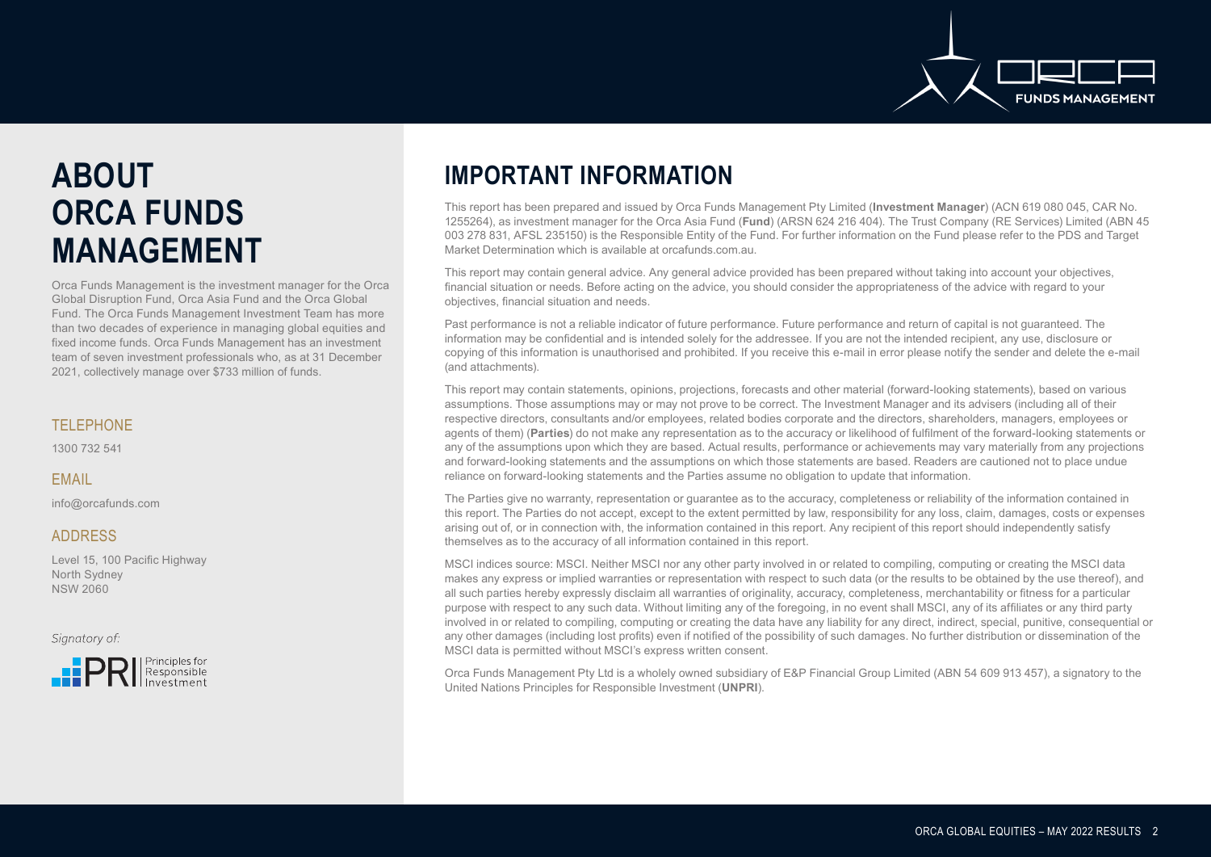# ABOUT ORCA FUNDS MANAGEMENT

Orca Funds Management is the investment manager for the Orca Global Disruption Fund, Orca Asia Fund and the Orca Global Fund. The Orca Funds Management Investment Team has more than two decades of experience in managing global equities and fixed income funds. Orca Funds Management has an investment team of seven investment professionals who, as at 31 December 2021, collectively manage over $733 million of funds.

### TELEPHONE

1300 732 541

### EMAIL

info@orcafunds.com

### ADDRESS

Level 15, 100 Pacific Highway
North Sydney
NSW 2060

*Signatory of:*

PRI Principles for Responsible Investment

# IMPORTANT INFORMATION

This report has been prepared and issued by Orca Funds Management Pty Limited (**Investment Manager**) (ACN 619 080 045, CAR No. 1255264), as investment manager for the Orca Asia Fund (**Fund**) (ARSN 624 216 404). The Trust Company (RE Services) Limited (ABN 45 003 278 831, AFSL 235150) is the Responsible Entity of the Fund. For further information on the Fund please refer to the PDS and Target Market Determination which is available at orcafunds.com.au.

This report may contain general advice. Any general advice provided has been prepared without taking into account your objectives, financial situation or needs. Before acting on the advice, you should consider the appropriateness of the advice with regard to your objectives, financial situation and needs.

Past performance is not a reliable indicator of future performance. Future performance and return of capital is not guaranteed. The information may be confidential and is intended solely for the addressee. If you are not the intended recipient, any use, disclosure or copying of this information is unauthorised and prohibited. If you receive this e-mail in error please notify the sender and delete the e-mail (and attachments).

This report may contain statements, opinions, projections, forecasts and other material (forward-looking statements), based on various assumptions. Those assumptions may or may not prove to be correct. The Investment Manager and its advisers (including all of their respective directors, consultants and/or employees, related bodies corporate and the directors, shareholders, managers, employees or agents of them) (**Parties**) do not make any representation as to the accuracy or likelihood of fulfilment of the forward-looking statements or any of the assumptions upon which they are based. Actual results, performance or achievements may vary materially from any projections and forward-looking statements and the assumptions on which those statements are based. Readers are cautioned not to place undue reliance on forward-looking statements and the Parties assume no obligation to update that information.

The Parties give no warranty, representation or guarantee as to the accuracy, completeness or reliability of the information contained in this report. The Parties do not accept, except to the extent permitted by law, responsibility for any loss, claim, damages, costs or expenses arising out of, or in connection with, the information contained in this report. Any recipient of this report should independently satisfy themselves as to the accuracy of all information contained in this report.

MSCI indices source: MSCI. Neither MSCI nor any other party involved in or related to compiling, computing or creating the MSCI data makes any express or implied warranties or representation with respect to such data (or the results to be obtained by the use thereof), and all such parties hereby expressly disclaim all warranties of originality, accuracy, completeness, merchantability or fitness for a particular purpose with respect to any such data. Without limiting any of the foregoing, in no event shall MSCI, any of its affiliates or any third party involved in or related to compiling, computing or creating the data have any liability for any direct, indirect, special, punitive, consequential or any other damages (including lost profits) even if notified of the possibility of such damages. No further distribution or dissemination of the MSCI data is permitted without MSCI's express written consent.

Orca Funds Management Pty Ltd is a wholely owned subsidiary of E&P Financial Group Limited (ABN 54 609 913 457), a signatory to the United Nations Principles for Responsible Investment (**UNPRI**).